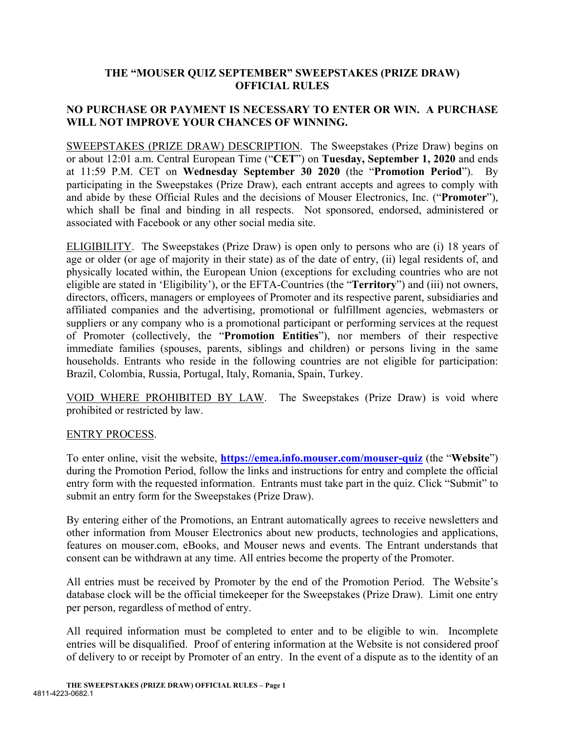# THE "MOUSER QUIZ SEPTEMBER" SWEEPSTAKES (PRIZE DRAW) OFFICIAL RULES

**NO PURCHASE OR PAYMENT IS NECESSARY TO ENTER OR WIN. A PURCHASE WILL NOT IMPROVE YOUR CHANCES OF WINNING.**

SWEEPSTAKES (PRIZE DRAW) DESCRIPTION. The Sweepstakes (Prize Draw) begins on or about 12:01 a.m. Central European Time ("**CET**") on **Tuesday, September 1, 2020** and ends at 11:59 P.M. CET on **Wednesday September 30 2020** (the "**Promotion Period**"). By participating in the Sweepstakes (Prize Draw), each entrant accepts and agrees to comply with and abide by these Official Rules and the decisions of Mouser Electronics, Inc. ("**Promoter**"), which shall be final and binding in all respects. Not sponsored, endorsed, administered or associated with Facebook or any other social media site.

ELIGIBILITY. The Sweepstakes (Prize Draw) is open only to persons who are (i) 18 years of age or older (or age of majority in their state) as of the date of entry, (ii) legal residents of, and physically located within, the European Union (exceptions for excluding countries who are not eligible are stated in 'Eligibility'), or the EFTA-Countries (the "**Territory**") and (iii) not owners, directors, officers, managers or employees of Promoter and its respective parent, subsidiaries and affiliated companies and the advertising, promotional or fulfillment agencies, webmasters or suppliers or any company who is a promotional participant or performing services at the request of Promoter (collectively, the "**Promotion Entities**"), nor members of their respective immediate families (spouses, parents, siblings and children) or persons living in the same households. Entrants who reside in the following countries are not eligible for participation: Brazil, Colombia, Russia, Portugal, Italy, Romania, Spain, Turkey.

VOID WHERE PROHIBITED BY LAW. The Sweepstakes (Prize Draw) is void where prohibited or restricted by law.

ENTRY PROCESS.

To enter online, visit the website, **[https://emea.info.mouser.com/mouser-quiz](https://emea.info.mouser.com/mouser-quiz)** (the "**Website**") during the Promotion Period, follow the links and instructions for entry and complete the official entry form with the requested information. Entrants must take part in the quiz. Click "Submit" to submit an entry form for the Sweepstakes (Prize Draw).

By entering either of the Promotions, an Entrant automatically agrees to receive newsletters and other information from Mouser Electronics about new products, technologies and applications, features on mouser.com, eBooks, and Mouser news and events. The Entrant understands that consent can be withdrawn at any time. All entries become the property of the Promoter.

All entries must be received by Promoter by the end of the Promotion Period. The Website's database clock will be the official timekeeper for the Sweepstakes (Prize Draw). Limit one entry per person, regardless of method of entry.

All required information must be completed to enter and to be eligible to win. Incomplete entries will be disqualified. Proof of entering information at the Website is not considered proof of delivery to or receipt by Promoter of an entry. In the event of a dispute as to the identity of an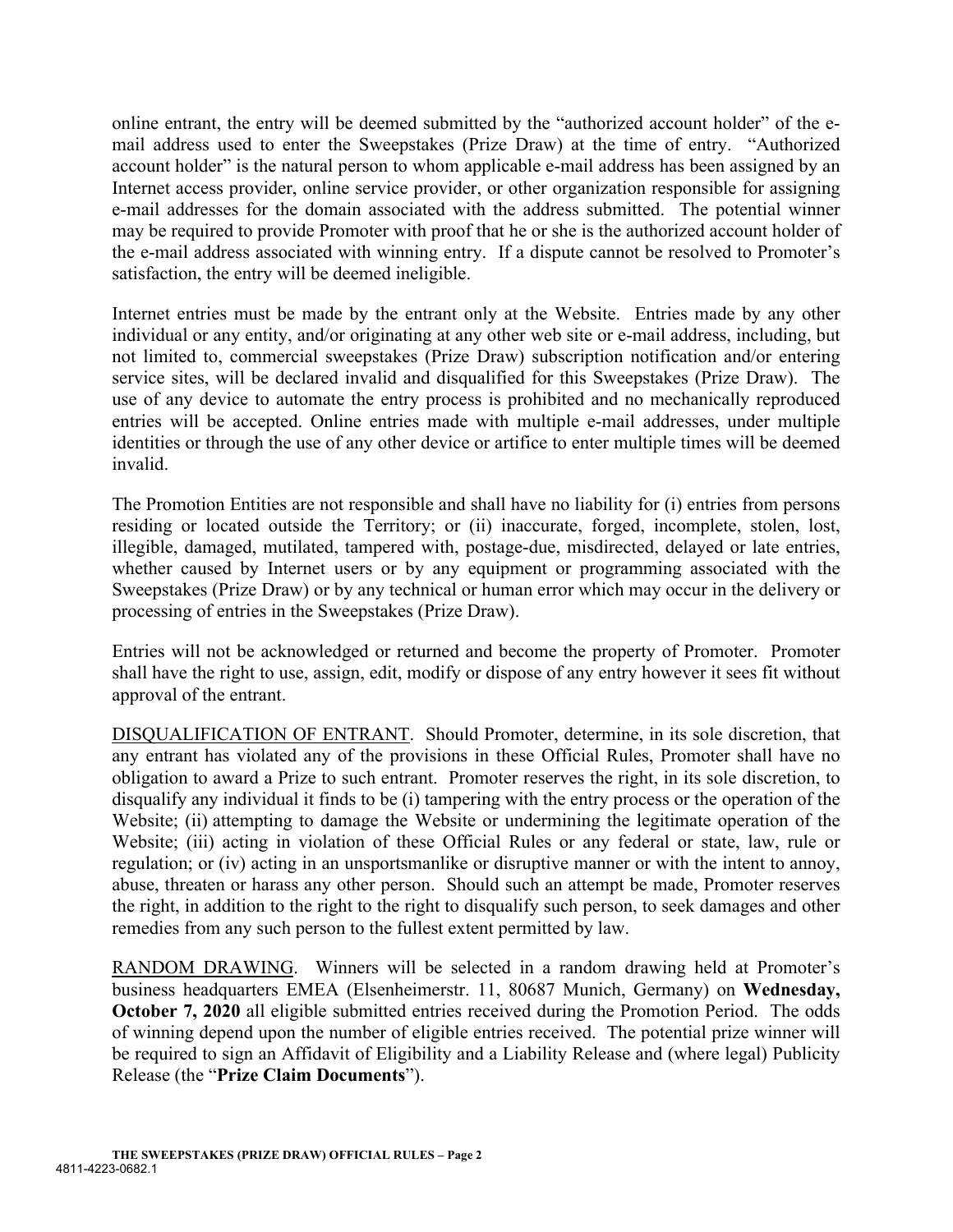online entrant, the entry will be deemed submitted by the "authorized account holder" of the e-mail address used to enter the Sweepstakes (Prize Draw) at the time of entry. "Authorized account holder" is the natural person to whom applicable e-mail address has been assigned by an Internet access provider, online service provider, or other organization responsible for assigning e-mail addresses for the domain associated with the address submitted. The potential winner may be required to provide Promoter with proof that he or she is the authorized account holder of the e-mail address associated with winning entry. If a dispute cannot be resolved to Promoter's satisfaction, the entry will be deemed ineligible.

Internet entries must be made by the entrant only at the Website. Entries made by any other individual or any entity, and/or originating at any other web site or e-mail address, including, but not limited to, commercial sweepstakes (Prize Draw) subscription notification and/or entering service sites, will be declared invalid and disqualified for this Sweepstakes (Prize Draw). The use of any device to automate the entry process is prohibited and no mechanically reproduced entries will be accepted. Online entries made with multiple e-mail addresses, under multiple identities or through the use of any other device or artifice to enter multiple times will be deemed invalid.

The Promotion Entities are not responsible and shall have no liability for (i) entries from persons residing or located outside the Territory; or (ii) inaccurate, forged, incomplete, stolen, lost, illegible, damaged, mutilated, tampered with, postage-due, misdirected, delayed or late entries, whether caused by Internet users or by any equipment or programming associated with the Sweepstakes (Prize Draw) or by any technical or human error which may occur in the delivery or processing of entries in the Sweepstakes (Prize Draw).

Entries will not be acknowledged or returned and become the property of Promoter. Promoter shall have the right to use, assign, edit, modify or dispose of any entry however it sees fit without approval of the entrant.

DISQUALIFICATION OF ENTRANT. Should Promoter, determine, in its sole discretion, that any entrant has violated any of the provisions in these Official Rules, Promoter shall have no obligation to award a Prize to such entrant. Promoter reserves the right, in its sole discretion, to disqualify any individual it finds to be (i) tampering with the entry process or the operation of the Website; (ii) attempting to damage the Website or undermining the legitimate operation of the Website; (iii) acting in violation of these Official Rules or any federal or state, law, rule or regulation; or (iv) acting in an unsportsmanlike or disruptive manner or with the intent to annoy, abuse, threaten or harass any other person. Should such an attempt be made, Promoter reserves the right, in addition to the right to the right to disqualify such person, to seek damages and other remedies from any such person to the fullest extent permitted by law.

RANDOM DRAWING. Winners will be selected in a random drawing held at Promoter's business headquarters EMEA (Elsenheimerstr. 11, 80687 Munich, Germany) on **Wednesday, October 7, 2020** all eligible submitted entries received during the Promotion Period. The odds of winning depend upon the number of eligible entries received. The potential prize winner will be required to sign an Affidavit of Eligibility and a Liability Release and (where legal) Publicity Release (the "**Prize Claim Documents**").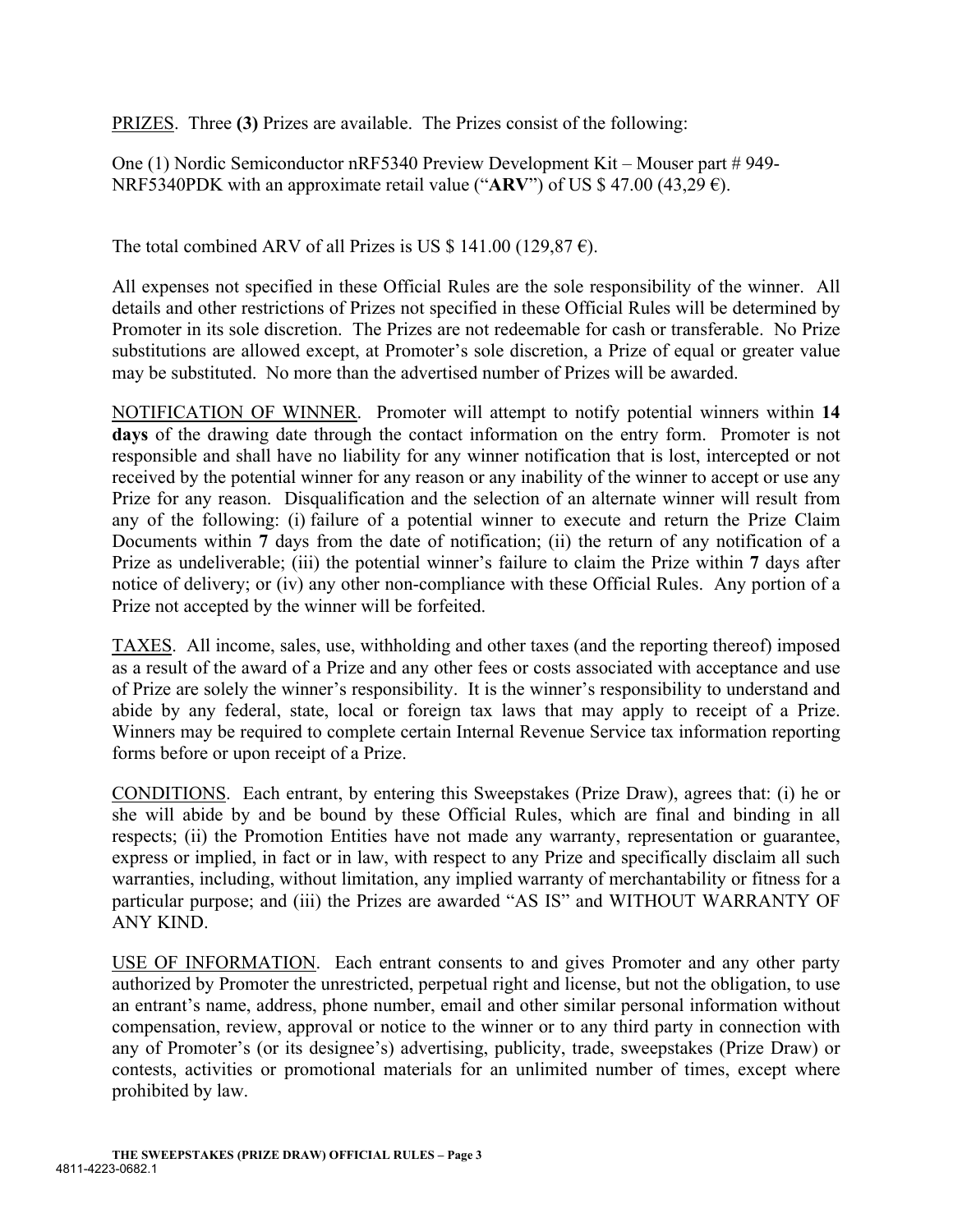PRIZES. Three **(3)** Prizes are available. The Prizes consist of the following:

One (1) Nordic Semiconductor nRF5340 Preview Development Kit – Mouser part # 949-NRF5340PDK with an approximate retail value ("**ARV**") of US $ 47.00 (43,29 €).

The total combined ARV of all Prizes is US $ 141.00 (129,87 €).

All expenses not specified in these Official Rules are the sole responsibility of the winner. All details and other restrictions of Prizes not specified in these Official Rules will be determined by Promoter in its sole discretion. The Prizes are not redeemable for cash or transferable. No Prize substitutions are allowed except, at Promoter's sole discretion, a Prize of equal or greater value may be substituted. No more than the advertised number of Prizes will be awarded.

NOTIFICATION OF WINNER. Promoter will attempt to notify potential winners within **14 days** of the drawing date through the contact information on the entry form. Promoter is not responsible and shall have no liability for any winner notification that is lost, intercepted or not received by the potential winner for any reason or any inability of the winner to accept or use any Prize for any reason. Disqualification and the selection of an alternate winner will result from any of the following: (i) failure of a potential winner to execute and return the Prize Claim Documents within **7** days from the date of notification; (ii) the return of any notification of a Prize as undeliverable; (iii) the potential winner's failure to claim the Prize within **7** days after notice of delivery; or (iv) any other non-compliance with these Official Rules. Any portion of a Prize not accepted by the winner will be forfeited.

TAXES. All income, sales, use, withholding and other taxes (and the reporting thereof) imposed as a result of the award of a Prize and any other fees or costs associated with acceptance and use of Prize are solely the winner's responsibility. It is the winner's responsibility to understand and abide by any federal, state, local or foreign tax laws that may apply to receipt of a Prize. Winners may be required to complete certain Internal Revenue Service tax information reporting forms before or upon receipt of a Prize.

CONDITIONS. Each entrant, by entering this Sweepstakes (Prize Draw), agrees that: (i) he or she will abide by and be bound by these Official Rules, which are final and binding in all respects; (ii) the Promotion Entities have not made any warranty, representation or guarantee, express or implied, in fact or in law, with respect to any Prize and specifically disclaim all such warranties, including, without limitation, any implied warranty of merchantability or fitness for a particular purpose; and (iii) the Prizes are awarded "AS IS" and WITHOUT WARRANTY OF ANY KIND.

USE OF INFORMATION. Each entrant consents to and gives Promoter and any other party authorized by Promoter the unrestricted, perpetual right and license, but not the obligation, to use an entrant's name, address, phone number, email and other similar personal information without compensation, review, approval or notice to the winner or to any third party in connection with any of Promoter's (or its designee's) advertising, publicity, trade, sweepstakes (Prize Draw) or contests, activities or promotional materials for an unlimited number of times, except where prohibited by law.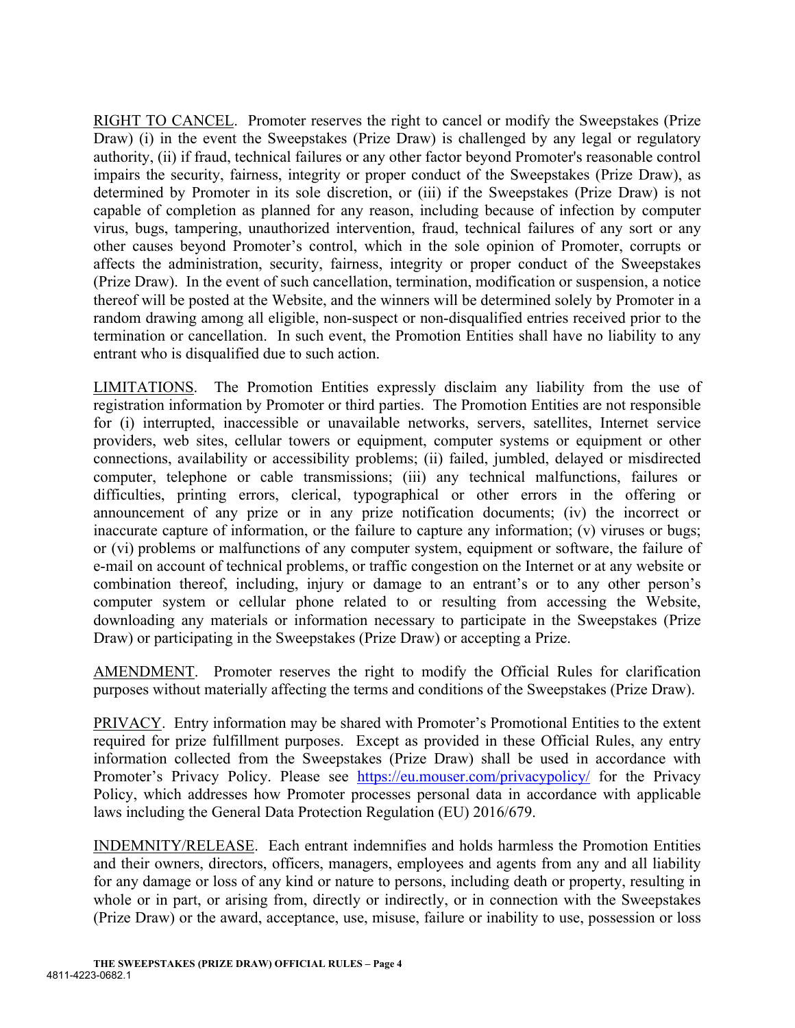RIGHT TO CANCEL. Promoter reserves the right to cancel or modify the Sweepstakes (Prize Draw) (i) in the event the Sweepstakes (Prize Draw) is challenged by any legal or regulatory authority, (ii) if fraud, technical failures or any other factor beyond Promoter's reasonable control impairs the security, fairness, integrity or proper conduct of the Sweepstakes (Prize Draw), as determined by Promoter in its sole discretion, or (iii) if the Sweepstakes (Prize Draw) is not capable of completion as planned for any reason, including because of infection by computer virus, bugs, tampering, unauthorized intervention, fraud, technical failures of any sort or any other causes beyond Promoter's control, which in the sole opinion of Promoter, corrupts or affects the administration, security, fairness, integrity or proper conduct of the Sweepstakes (Prize Draw). In the event of such cancellation, termination, modification or suspension, a notice thereof will be posted at the Website, and the winners will be determined solely by Promoter in a random drawing among all eligible, non-suspect or non-disqualified entries received prior to the termination or cancellation. In such event, the Promotion Entities shall have no liability to any entrant who is disqualified due to such action.

LIMITATIONS. The Promotion Entities expressly disclaim any liability from the use of registration information by Promoter or third parties. The Promotion Entities are not responsible for (i) interrupted, inaccessible or unavailable networks, servers, satellites, Internet service providers, web sites, cellular towers or equipment, computer systems or equipment or other connections, availability or accessibility problems; (ii) failed, jumbled, delayed or misdirected computer, telephone or cable transmissions; (iii) any technical malfunctions, failures or difficulties, printing errors, clerical, typographical or other errors in the offering or announcement of any prize or in any prize notification documents; (iv) the incorrect or inaccurate capture of information, or the failure to capture any information; (v) viruses or bugs; or (vi) problems or malfunctions of any computer system, equipment or software, the failure of e-mail on account of technical problems, or traffic congestion on the Internet or at any website or combination thereof, including, injury or damage to an entrant's or to any other person's computer system or cellular phone related to or resulting from accessing the Website, downloading any materials or information necessary to participate in the Sweepstakes (Prize Draw) or participating in the Sweepstakes (Prize Draw) or accepting a Prize.

AMENDMENT. Promoter reserves the right to modify the Official Rules for clarification purposes without materially affecting the terms and conditions of the Sweepstakes (Prize Draw).

PRIVACY. Entry information may be shared with Promoter's Promotional Entities to the extent required for prize fulfillment purposes. Except as provided in these Official Rules, any entry information collected from the Sweepstakes (Prize Draw) shall be used in accordance with Promoter's Privacy Policy. Please see https://eu.mouser.com/privacypolicy/ for the Privacy Policy, which addresses how Promoter processes personal data in accordance with applicable laws including the General Data Protection Regulation (EU) 2016/679.

INDEMNITY/RELEASE. Each entrant indemnifies and holds harmless the Promotion Entities and their owners, directors, officers, managers, employees and agents from any and all liability for any damage or loss of any kind or nature to persons, including death or property, resulting in whole or in part, or arising from, directly or indirectly, or in connection with the Sweepstakes (Prize Draw) or the award, acceptance, use, misuse, failure or inability to use, possession or loss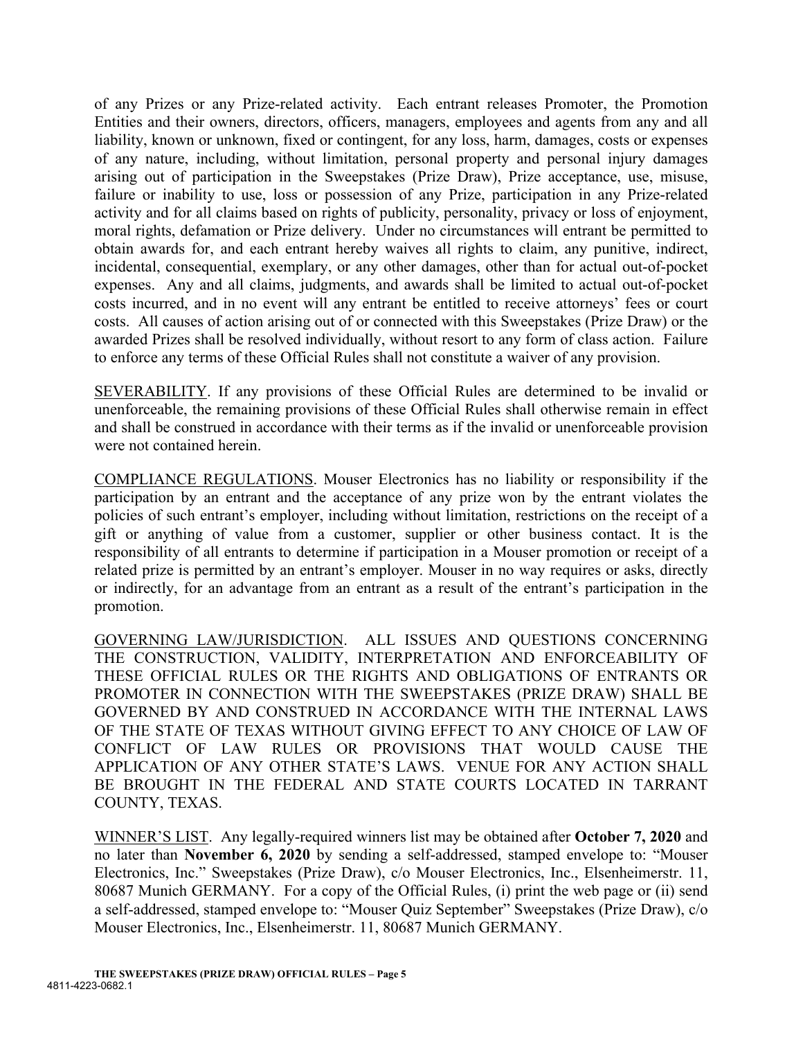of any Prizes or any Prize-related activity. Each entrant releases Promoter, the Promotion Entities and their owners, directors, officers, managers, employees and agents from any and all liability, known or unknown, fixed or contingent, for any loss, harm, damages, costs or expenses of any nature, including, without limitation, personal property and personal injury damages arising out of participation in the Sweepstakes (Prize Draw), Prize acceptance, use, misuse, failure or inability to use, loss or possession of any Prize, participation in any Prize-related activity and for all claims based on rights of publicity, personality, privacy or loss of enjoyment, moral rights, defamation or Prize delivery. Under no circumstances will entrant be permitted to obtain awards for, and each entrant hereby waives all rights to claim, any punitive, indirect, incidental, consequential, exemplary, or any other damages, other than for actual out-of-pocket expenses. Any and all claims, judgments, and awards shall be limited to actual out-of-pocket costs incurred, and in no event will any entrant be entitled to receive attorneys' fees or court costs. All causes of action arising out of or connected with this Sweepstakes (Prize Draw) or the awarded Prizes shall be resolved individually, without resort to any form of class action. Failure to enforce any terms of these Official Rules shall not constitute a waiver of any provision.

<u>SEVERABILITY</u>. If any provisions of these Official Rules are determined to be invalid or unenforceable, the remaining provisions of these Official Rules shall otherwise remain in effect and shall be construed in accordance with their terms as if the invalid or unenforceable provision were not contained herein.

<u>COMPLIANCE REGULATIONS</u>. Mouser Electronics has no liability or responsibility if the participation by an entrant and the acceptance of any prize won by the entrant violates the policies of such entrant's employer, including without limitation, restrictions on the receipt of a gift or anything of value from a customer, supplier or other business contact. It is the responsibility of all entrants to determine if participation in a Mouser promotion or receipt of a related prize is permitted by an entrant's employer. Mouser in no way requires or asks, directly or indirectly, for an advantage from an entrant as a result of the entrant's participation in the promotion.

<u>GOVERNING LAW/JURISDICTION</u>. ALL ISSUES AND QUESTIONS CONCERNING THE CONSTRUCTION, VALIDITY, INTERPRETATION AND ENFORCEABILITY OF THESE OFFICIAL RULES OR THE RIGHTS AND OBLIGATIONS OF ENTRANTS OR PROMOTER IN CONNECTION WITH THE SWEEPSTAKES (PRIZE DRAW) SHALL BE GOVERNED BY AND CONSTRUED IN ACCORDANCE WITH THE INTERNAL LAWS OF THE STATE OF TEXAS WITHOUT GIVING EFFECT TO ANY CHOICE OF LAW OF CONFLICT OF LAW RULES OR PROVISIONS THAT WOULD CAUSE THE APPLICATION OF ANY OTHER STATE'S LAWS. VENUE FOR ANY ACTION SHALL BE BROUGHT IN THE FEDERAL AND STATE COURTS LOCATED IN TARRANT COUNTY, TEXAS.

<u>WINNER'S LIST</u>. Any legally-required winners list may be obtained after **October 7, 2020** and no later than **November 6, 2020** by sending a self-addressed, stamped envelope to: "Mouser Electronics, Inc." Sweepstakes (Prize Draw), c/o Mouser Electronics, Inc., Elsenheimerstr. 11, 80687 Munich GERMANY. For a copy of the Official Rules, (i) print the web page or (ii) send a self-addressed, stamped envelope to: "Mouser Quiz September" Sweepstakes (Prize Draw), c/o Mouser Electronics, Inc., Elsenheimerstr. 11, 80687 Munich GERMANY.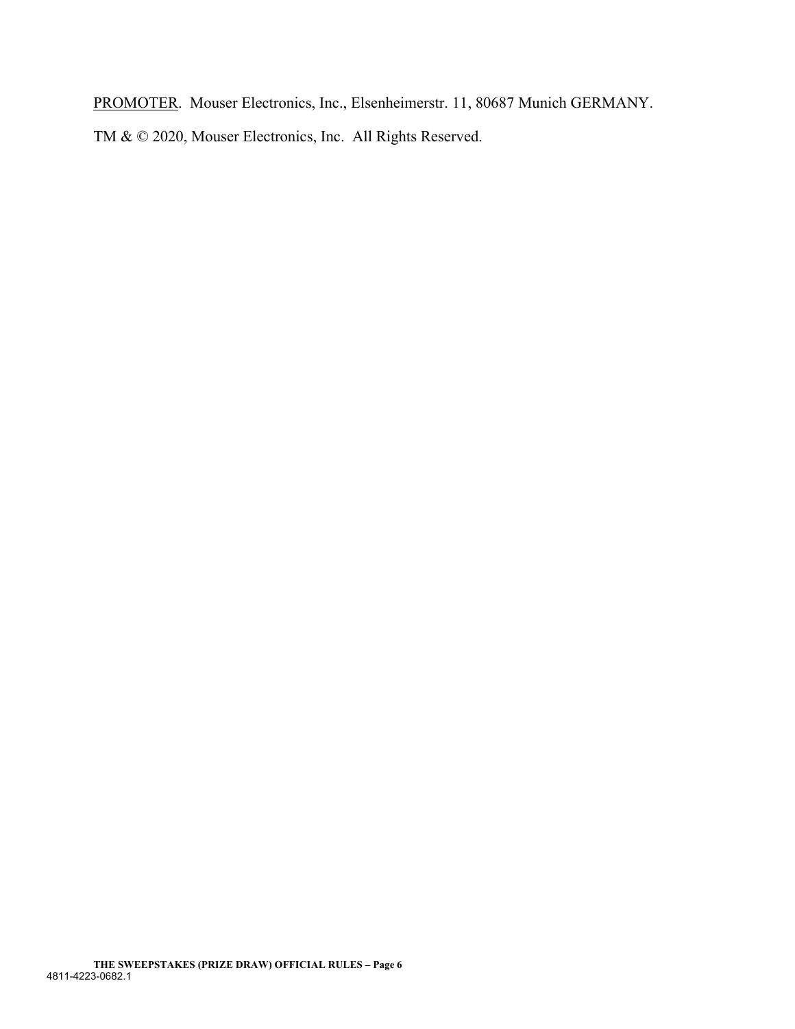<u>PROMOTER</u>. Mouser Electronics, Inc., Elsenheimerstr. 11, 80687 Munich GERMANY.

TM & © 2020, Mouser Electronics, Inc. All Rights Reserved.